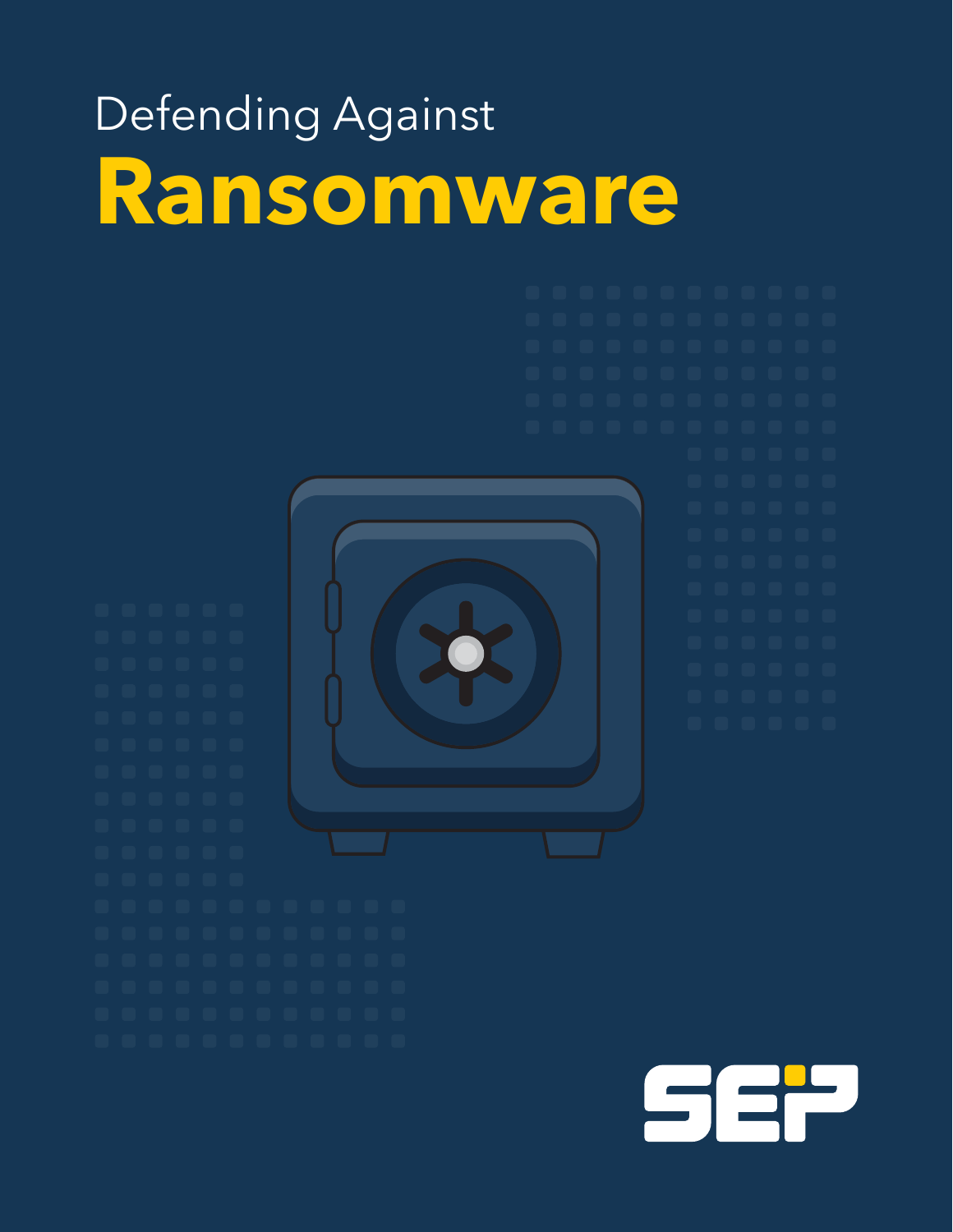Defending Against

# Ransomware

SEP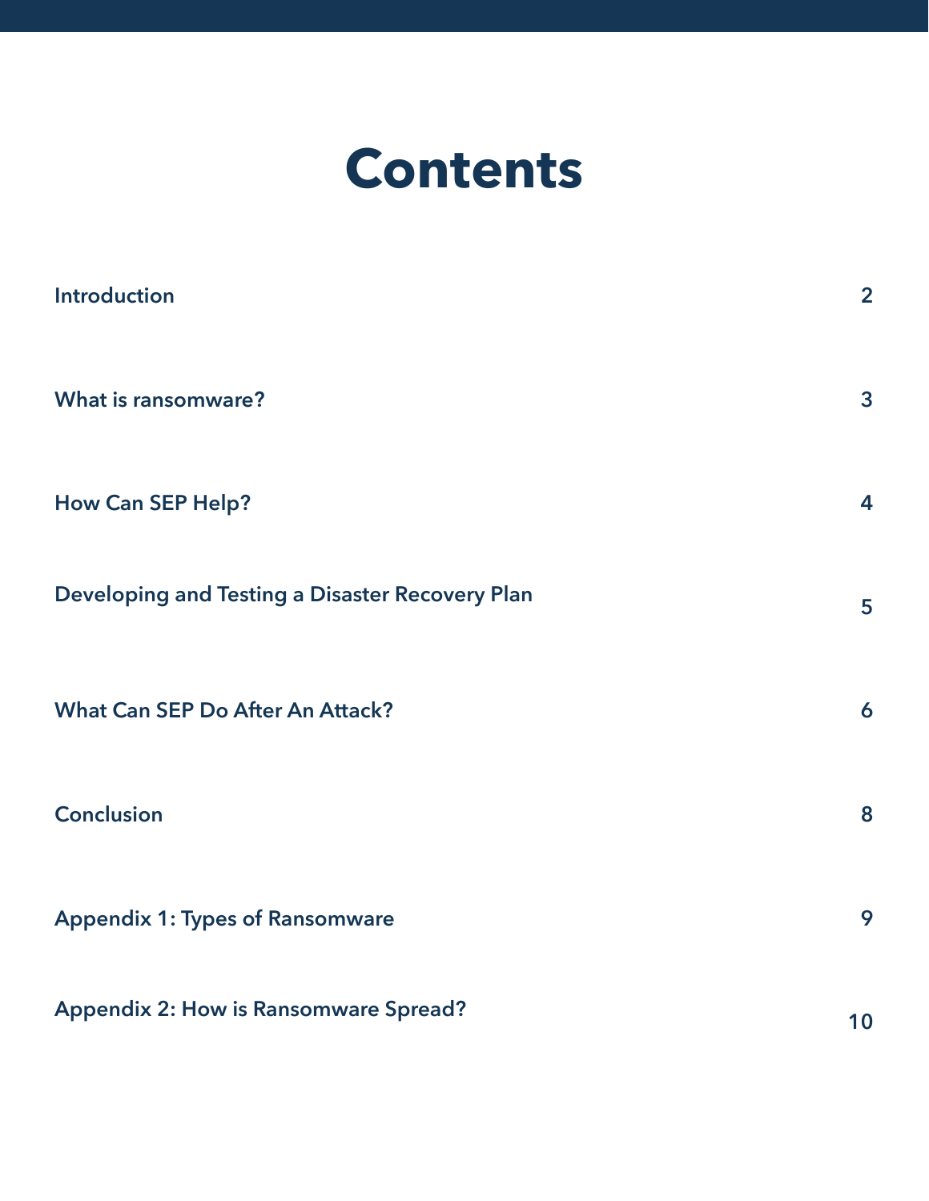# Contents

| | |
|---|---|
| Introduction | 2 |
| What is ransomware? | 3 |
| How Can SEP Help? | 4 |
| Developing and Testing a Disaster Recovery Plan | 5 |
| What Can SEP Do After An Attack? | 6 |
| Conclusion | 8 |
| Appendix 1: Types of Ransomware | 9 |
| Appendix 2: How is Ransomware Spread? | 10 |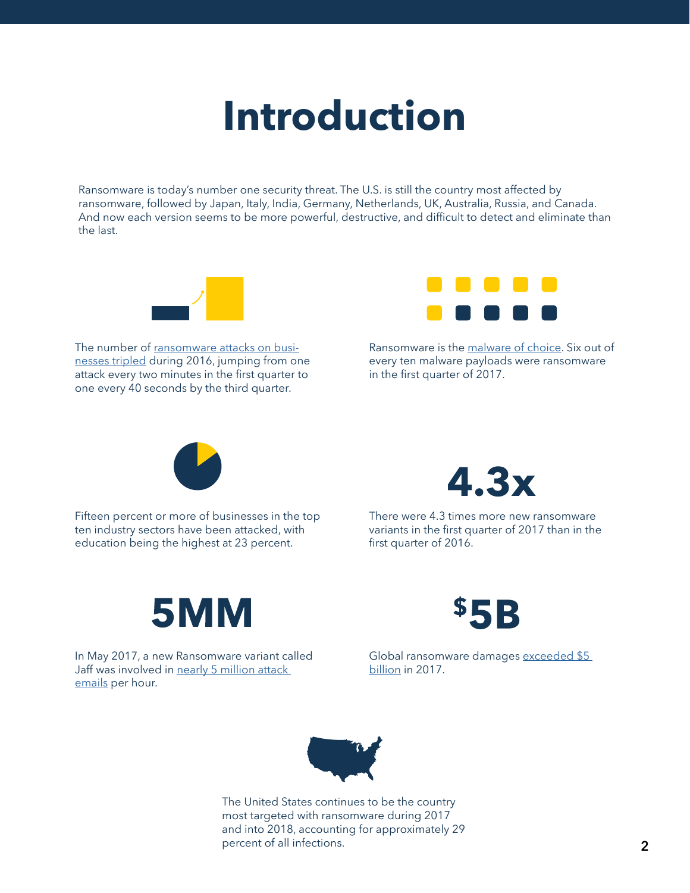# Introduction

Ransomware is today's number one security threat. The U.S. is still the country most affected by ransomware, followed by Japan, Italy, India, Germany, Netherlands, UK, Australia, Russia, and Canada. And now each version seems to be more powerful, destructive, and difficult to detect and eliminate than the last.

The number of ransomware attacks on businesses tripled during 2016, jumping from one attack every two minutes in the first quarter to one every 40 seconds by the third quarter.

Ransomware is the malware of choice. Six out of every ten malware payloads were ransomware in the first quarter of 2017.

Fifteen percent or more of businesses in the top ten industry sectors have been attacked, with education being the highest at 23 percent.

**4.3x**

There were 4.3 times more new ransomware variants in the first quarter of 2017 than in the first quarter of 2016.

**5MM**

In May 2017, a new Ransomware variant called Jaff was involved in nearly 5 million attack emails per hour.

**$5B**

Global ransomware damages exceeded $5 billion in 2017.

The United States continues to be the country most targeted with ransomware during 2017 and into 2018, accounting for approximately 29 percent of all infections.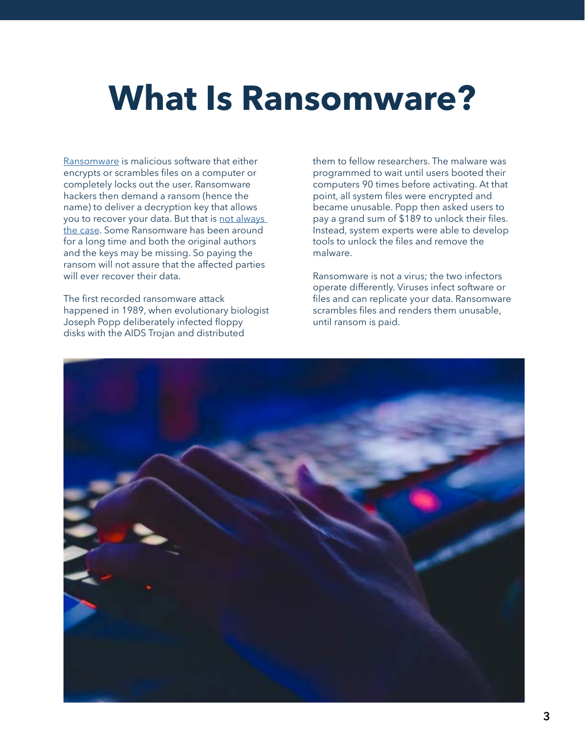# What Is Ransomware?

Ransomware is malicious software that either encrypts or scrambles files on a computer or completely locks out the user. Ransomware hackers then demand a ransom (hence the name) to deliver a decryption key that allows you to recover your data. But that is not always the case. Some Ransomware has been around for a long time and both the original authors and the keys may be missing. So paying the ransom will not assure that the affected parties will ever recover their data.

The first recorded ransomware attack happened in 1989, when evolutionary biologist Joseph Popp deliberately infected floppy disks with the AIDS Trojan and distributed them to fellow researchers. The malware was programmed to wait until users booted their computers 90 times before activating. At that point, all system files were encrypted and became unusable. Popp then asked users to pay a grand sum of $189 to unlock their files. Instead, system experts were able to develop tools to unlock the files and remove the malware.

Ransomware is not a virus; the two infectors operate differently. Viruses infect software or files and can replicate your data. Ransomware scrambles files and renders them unusable, until ransom is paid.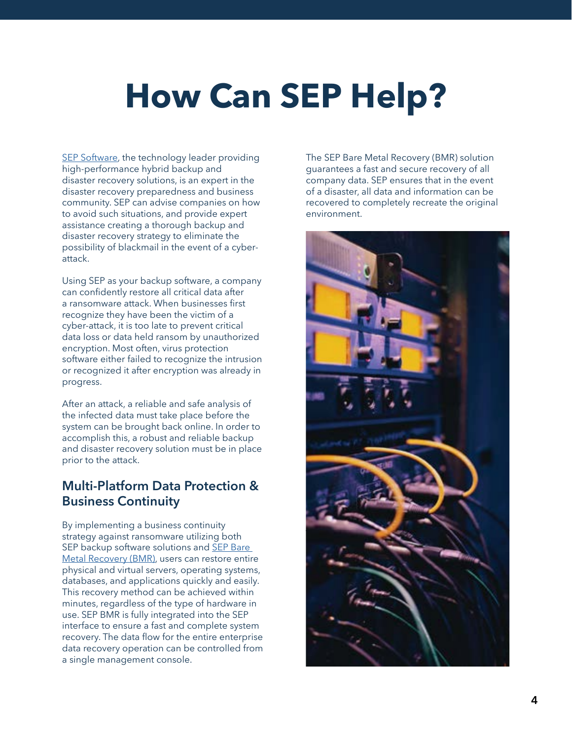# How Can SEP Help?

SEP Software, the technology leader providing high-performance hybrid backup and disaster recovery solutions, is an expert in the disaster recovery preparedness and business community. SEP can advise companies on how to avoid such situations, and provide expert assistance creating a thorough backup and disaster recovery strategy to eliminate the possibility of blackmail in the event of a cyber-attack.

Using SEP as your backup software, a company can confidently restore all critical data after a ransomware attack. When businesses first recognize they have been the victim of a cyber-attack, it is too late to prevent critical data loss or data held ransom by unauthorized encryption. Most often, virus protection software either failed to recognize the intrusion or recognized it after encryption was already in progress.

After an attack, a reliable and safe analysis of the infected data must take place before the system can be brought back online. In order to accomplish this, a robust and reliable backup and disaster recovery solution must be in place prior to the attack.

## Multi-Platform Data Protection & Business Continuity

By implementing a business continuity strategy against ransomware utilizing both SEP backup software solutions and SEP Bare Metal Recovery (BMR), users can restore entire physical and virtual servers, operating systems, databases, and applications quickly and easily. This recovery method can be achieved within minutes, regardless of the type of hardware in use. SEP BMR is fully integrated into the SEP interface to ensure a fast and complete system recovery. The data flow for the entire enterprise data recovery operation can be controlled from a single management console.

The SEP Bare Metal Recovery (BMR) solution guarantees a fast and secure recovery of all company data. SEP ensures that in the event of a disaster, all data and information can be recovered to completely recreate the original environment.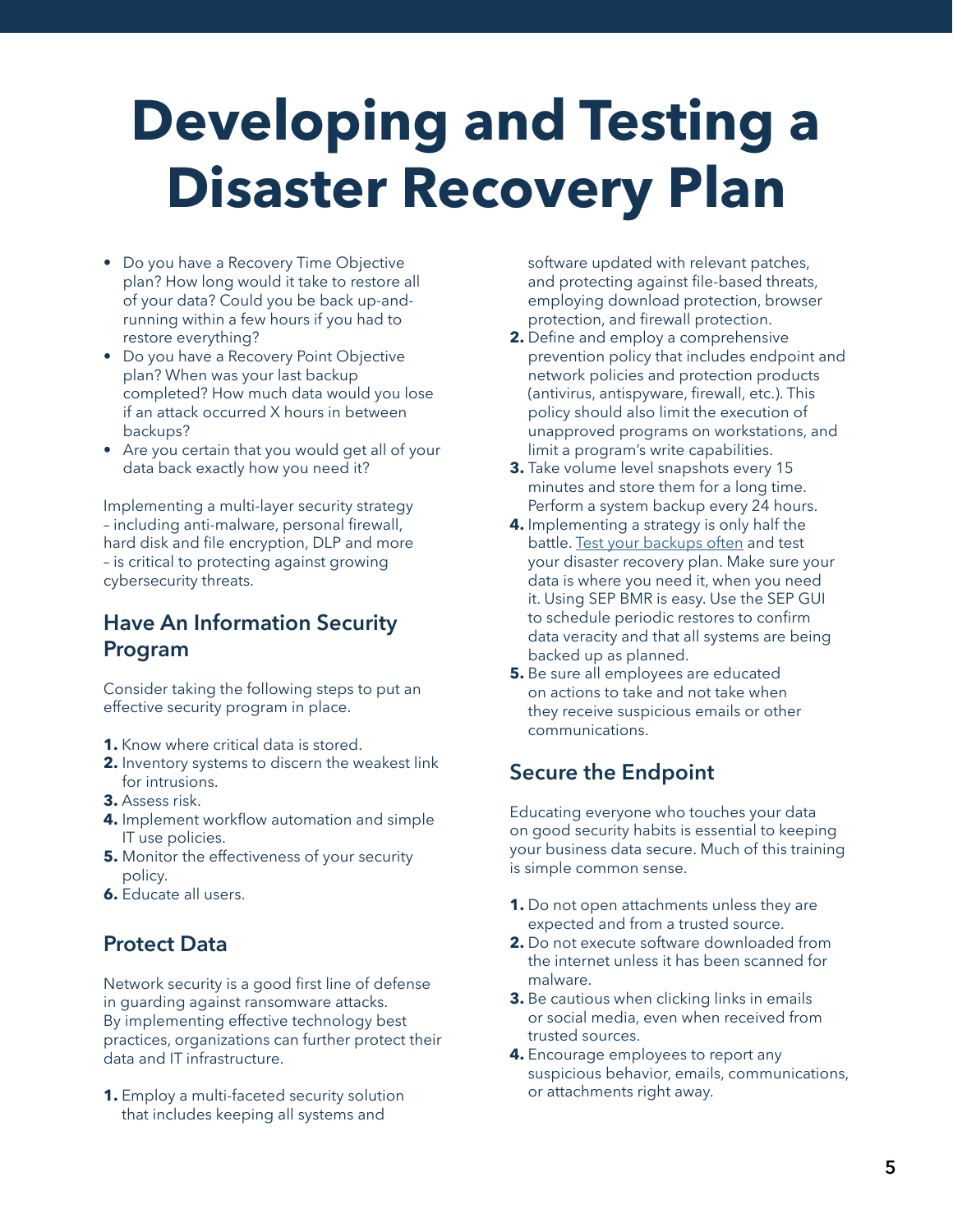# Developing and Testing a Disaster Recovery Plan

- Do you have a Recovery Time Objective plan? How long would it take to restore all of your data? Could you be back up-and-running within a few hours if you had to restore everything?
- Do you have a Recovery Point Objective plan? When was your last backup completed? How much data would you lose if an attack occurred X hours in between backups?
- Are you certain that you would get all of your data back exactly how you need it?

Implementing a multi-layer security strategy – including anti-malware, personal firewall, hard disk and file encryption, DLP and more – is critical to protecting against growing cybersecurity threats.

## Have An Information Security Program

Consider taking the following steps to put an effective security program in place.

1. Know where critical data is stored.
2. Inventory systems to discern the weakest link for intrusions.
3. Assess risk.
4. Implement workflow automation and simple IT use policies.
5. Monitor the effectiveness of your security policy.
6. Educate all users.

## Protect Data

Network security is a good first line of defense in guarding against ransomware attacks. By implementing effective technology best practices, organizations can further protect their data and IT infrastructure.

1. Employ a multi-faceted security solution that includes keeping all systems and software updated with relevant patches, and protecting against file-based threats, employing download protection, browser protection, and firewall protection.
2. Define and employ a comprehensive prevention policy that includes endpoint and network policies and protection products (antivirus, antispyware, firewall, etc.). This policy should also limit the execution of unapproved programs on workstations, and limit a program's write capabilities.
3. Take volume level snapshots every 15 minutes and store them for a long time. Perform a system backup every 24 hours.
4. Implementing a strategy is only half the battle. Test your backups often and test your disaster recovery plan. Make sure your data is where you need it, when you need it. Using SEP BMR is easy. Use the SEP GUI to schedule periodic restores to confirm data veracity and that all systems are being backed up as planned.
5. Be sure all employees are educated on actions to take and not take when they receive suspicious emails or other communications.

## Secure the Endpoint

Educating everyone who touches your data on good security habits is essential to keeping your business data secure. Much of this training is simple common sense.

1. Do not open attachments unless they are expected and from a trusted source.
2. Do not execute software downloaded from the internet unless it has been scanned for malware.
3. Be cautious when clicking links in emails or social media, even when received from trusted sources.
4. Encourage employees to report any suspicious behavior, emails, communications, or attachments right away.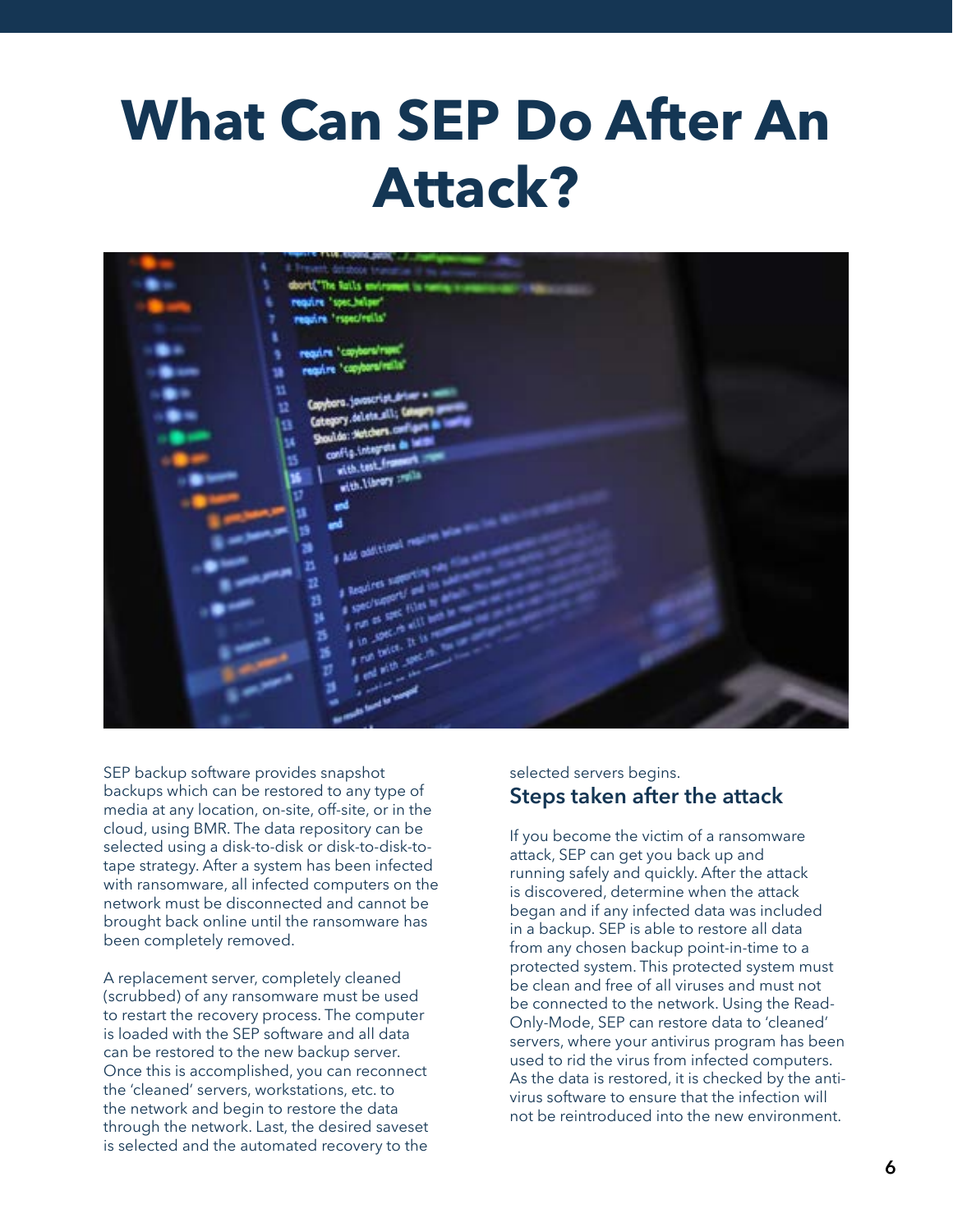# What Can SEP Do After An Attack?

SEP backup software provides snapshot backups which can be restored to any type of media at any location, on-site, off-site, or in the cloud, using BMR. The data repository can be selected using a disk-to-disk or disk-to-disk-to-tape strategy. After a system has been infected with ransomware, all infected computers on the network must be disconnected and cannot be brought back online until the ransomware has been completely removed.

A replacement server, completely cleaned (scrubbed) of any ransomware must be used to restart the recovery process. The computer is loaded with the SEP software and all data can be restored to the new backup server. Once this is accomplished, you can reconnect the 'cleaned' servers, workstations, etc. to the network and begin to restore the data through the network. Last, the desired saveset is selected and the automated recovery to the selected servers begins.

## Steps taken after the attack

If you become the victim of a ransomware attack, SEP can get you back up and running safely and quickly. After the attack is discovered, determine when the attack began and if any infected data was included in a backup. SEP is able to restore all data from any chosen backup point-in-time to a protected system. This protected system must be clean and free of all viruses and must not be connected to the network. Using the Read-Only-Mode, SEP can restore data to 'cleaned' servers, where your antivirus program has been used to rid the virus from infected computers. As the data is restored, it is checked by the anti-virus software to ensure that the infection will not be reintroduced into the new environment.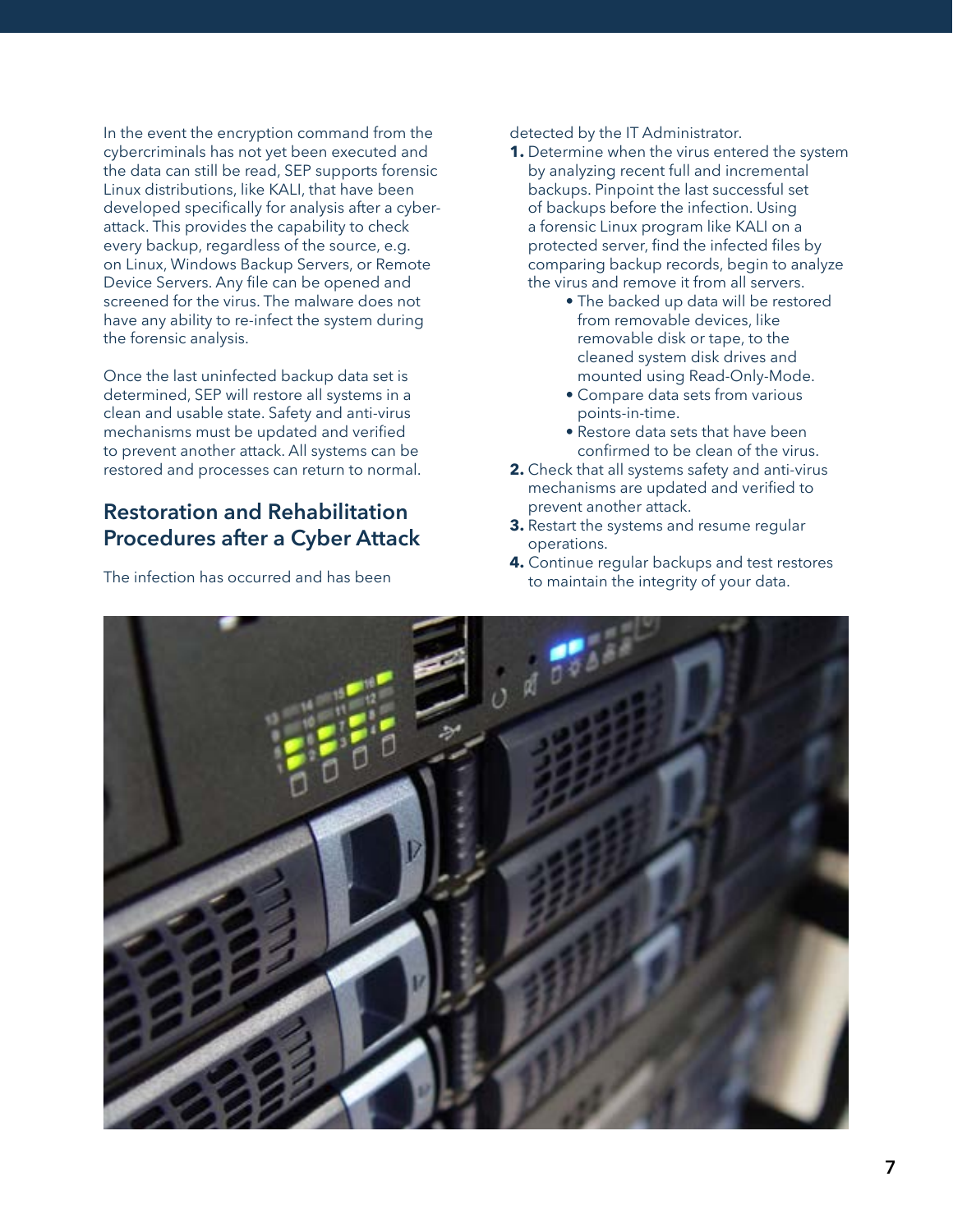In the event the encryption command from the cybercriminals has not yet been executed and the data can still be read, SEP supports forensic Linux distributions, like KALI, that have been developed specifically for analysis after a cyber-attack. This provides the capability to check every backup, regardless of the source, e.g. on Linux, Windows Backup Servers, or Remote Device Servers. Any file can be opened and screened for the virus. The malware does not have any ability to re-infect the system during the forensic analysis.

Once the last uninfected backup data set is determined, SEP will restore all systems in a clean and usable state. Safety and anti-virus mechanisms must be updated and verified to prevent another attack. All systems can be restored and processes can return to normal.

## Restoration and Rehabilitation Procedures after a Cyber Attack

The infection has occurred and has been detected by the IT Administrator.

1. Determine when the virus entered the system by analyzing recent full and incremental backups. Pinpoint the last successful set of backups before the infection. Using a forensic Linux program like KALI on a protected server, find the infected files by comparing backup records, begin to analyze the virus and remove it from all servers.
   - The backed up data will be restored from removable devices, like removable disk or tape, to the cleaned system disk drives and mounted using Read-Only-Mode.
   - Compare data sets from various points-in-time.
   - Restore data sets that have been confirmed to be clean of the virus.
2. Check that all systems safety and anti-virus mechanisms are updated and verified to prevent another attack.
3. Restart the systems and resume regular operations.
4. Continue regular backups and test restores to maintain the integrity of your data.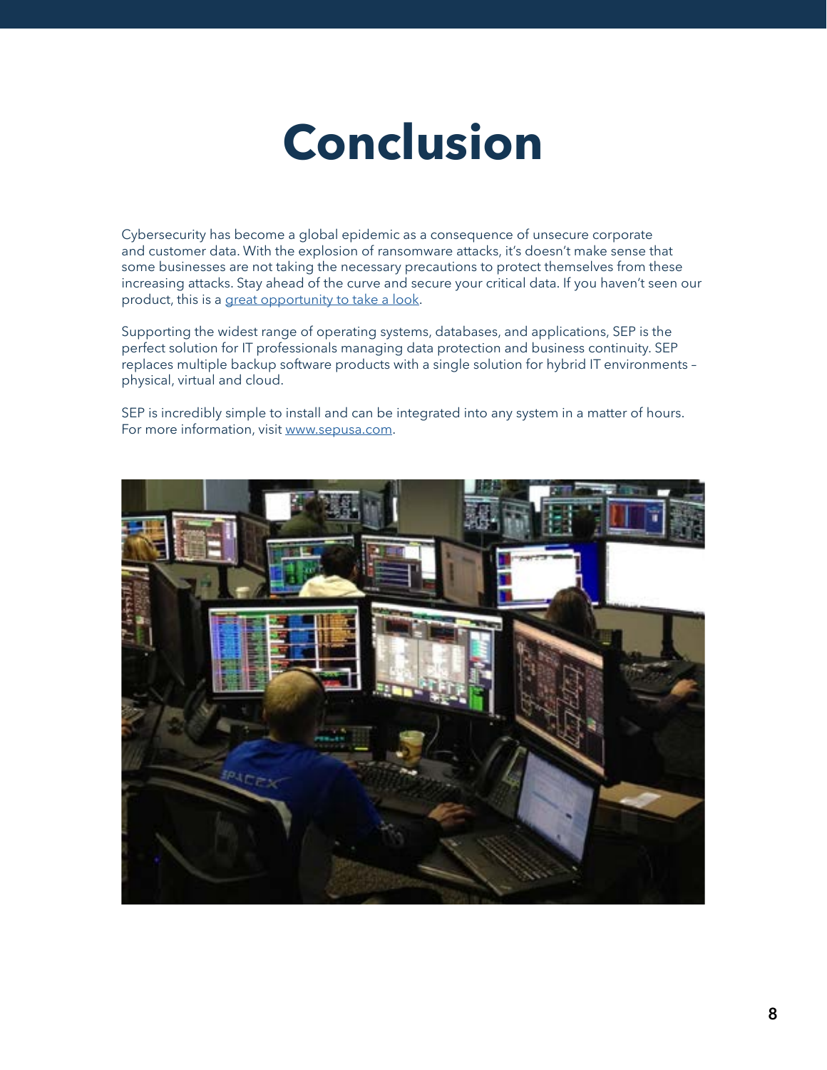# Conclusion

Cybersecurity has become a global epidemic as a consequence of unsecure corporate and customer data. With the explosion of ransomware attacks, it's doesn't make sense that some businesses are not taking the necessary precautions to protect themselves from these increasing attacks. Stay ahead of the curve and secure your critical data. If you haven't seen our product, this is a [great opportunity to take a look](#).

Supporting the widest range of operating systems, databases, and applications, SEP is the perfect solution for IT professionals managing data protection and business continuity. SEP replaces multiple backup software products with a single solution for hybrid IT environments – physical, virtual and cloud.

SEP is incredibly simple to install and can be integrated into any system in a matter of hours. For more information, visit [www.sepusa.com](http://www.sepusa.com).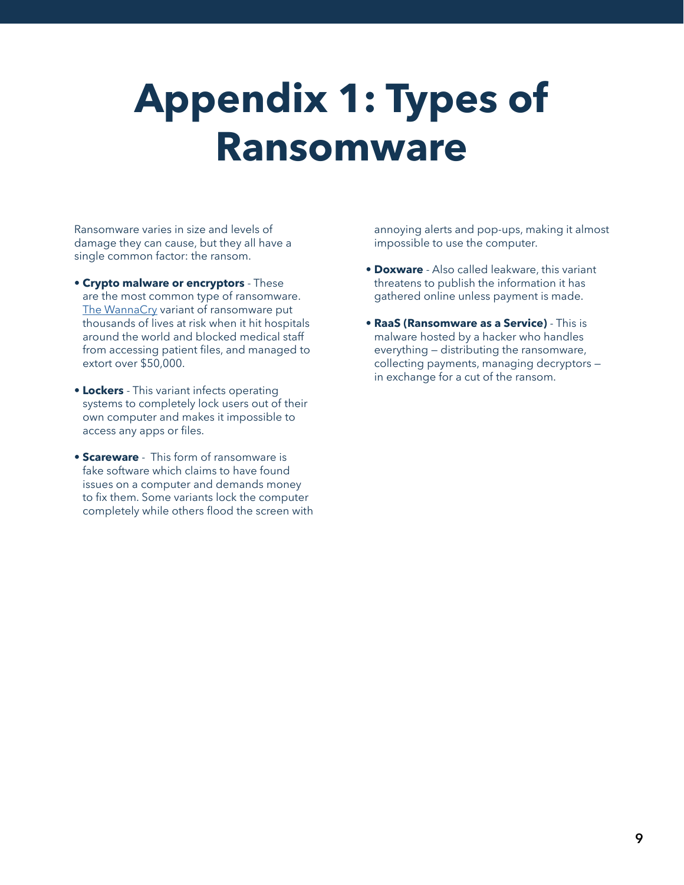# Appendix 1: Types of Ransomware

Ransomware varies in size and levels of damage they can cause, but they all have a single common factor: the ransom.

- **Crypto malware or encryptors** - These are the most common type of ransomware. The WannaCry variant of ransomware put thousands of lives at risk when it hit hospitals around the world and blocked medical staff from accessing patient files, and managed to extort over $50,000.
- **Lockers** - This variant infects operating systems to completely lock users out of their own computer and makes it impossible to access any apps or files.
- **Scareware** - This form of ransomware is fake software which claims to have found issues on a computer and demands money to fix them. Some variants lock the computer completely while others flood the screen with annoying alerts and pop-ups, making it almost impossible to use the computer.
- **Doxware** - Also called leakware, this variant threatens to publish the information it has gathered online unless payment is made.
- **RaaS (Ransomware as a Service)** - This is malware hosted by a hacker who handles everything — distributing the ransomware, collecting payments, managing decryptors — in exchange for a cut of the ransom.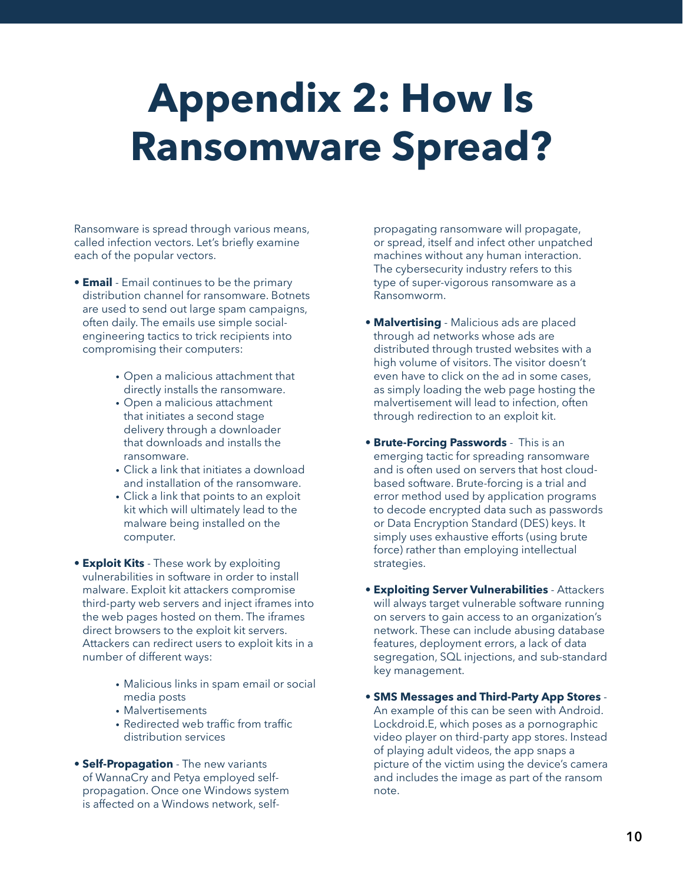# Appendix 2: How Is Ransomware Spread?

Ransomware is spread through various means, called infection vectors. Let's briefly examine each of the popular vectors.

- **Email** - Email continues to be the primary distribution channel for ransomware. Botnets are used to send out large spam campaigns, often daily. The emails use simple social-engineering tactics to trick recipients into compromising their computers:
  - Open a malicious attachment that directly installs the ransomware.
  - Open a malicious attachment that initiates a second stage delivery through a downloader that downloads and installs the ransomware.
  - Click a link that initiates a download and installation of the ransomware.
  - Click a link that points to an exploit kit which will ultimately lead to the malware being installed on the computer.
- **Exploit Kits** - These work by exploiting vulnerabilities in software in order to install malware. Exploit kit attackers compromise third-party web servers and inject iframes into the web pages hosted on them. The iframes direct browsers to the exploit kit servers. Attackers can redirect users to exploit kits in a number of different ways:
  - Malicious links in spam email or social media posts
  - Malvertisements
  - Redirected web traffic from traffic distribution services
- **Self-Propagation** - The new variants of WannaCry and Petya employed self-propagation. Once one Windows system is affected on a Windows network, self-propagating ransomware will propagate, or spread, itself and infect other unpatched machines without any human interaction. The cybersecurity industry refers to this type of super-vigorous ransomware as a Ransomworm.
- **Malvertising** - Malicious ads are placed through ad networks whose ads are distributed through trusted websites with a high volume of visitors. The visitor doesn't even have to click on the ad in some cases, as simply loading the web page hosting the malvertisement will lead to infection, often through redirection to an exploit kit.
- **Brute-Forcing Passwords** - This is an emerging tactic for spreading ransomware and is often used on servers that host cloud-based software. Brute-forcing is a trial and error method used by application programs to decode encrypted data such as passwords or Data Encryption Standard (DES) keys. It simply uses exhaustive efforts (using brute force) rather than employing intellectual strategies.
- **Exploiting Server Vulnerabilities** - Attackers will always target vulnerable software running on servers to gain access to an organization's network. These can include abusing database features, deployment errors, a lack of data segregation, SQL injections, and sub-standard key management.
- **SMS Messages and Third-Party App Stores** - An example of this can be seen with Android. Lockdroid.E, which poses as a pornographic video player on third-party app stores. Instead of playing adult videos, the app snaps a picture of the victim using the device's camera and includes the image as part of the ransom note.